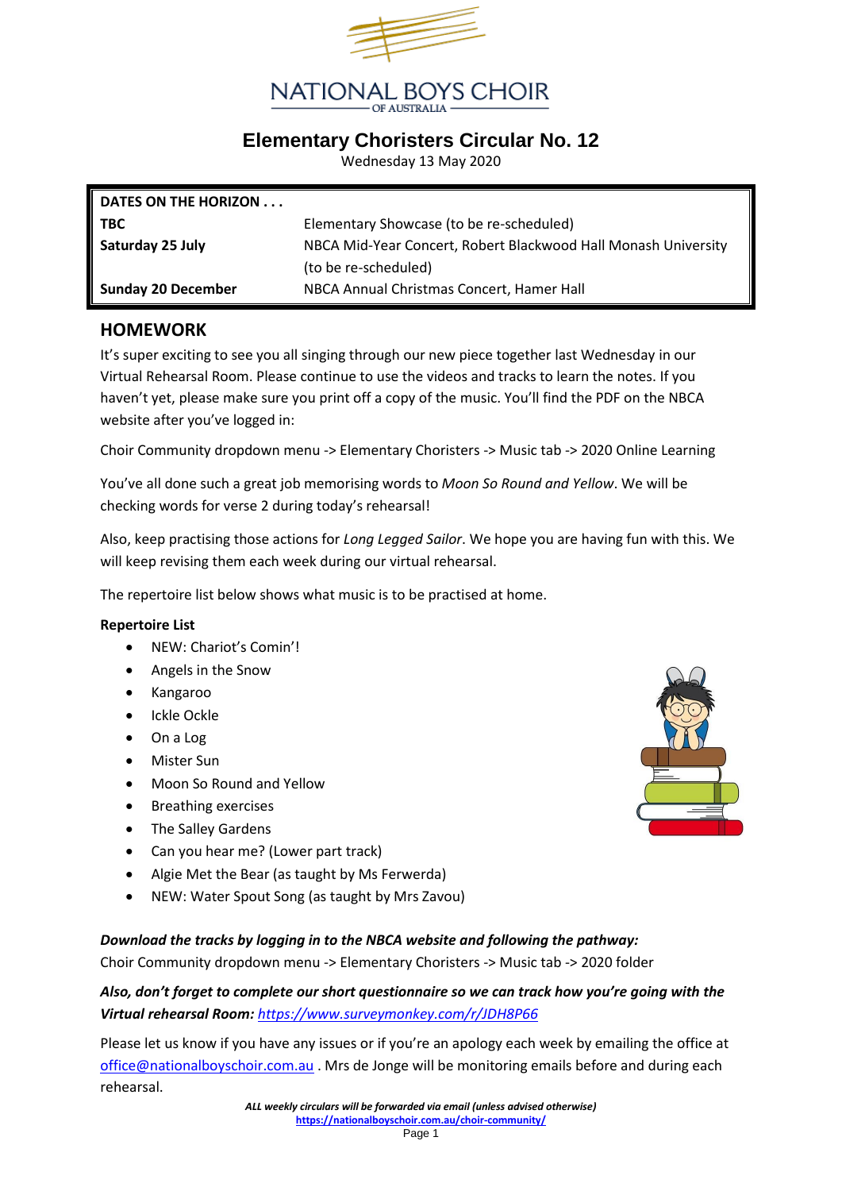NATIONAL BOYS CHOIR OF AUSTRALIA

# Elementary Choristers Circular No. 12

Wednesday 13 May 2020

| DATES ON THE HORIZON . . . | |
|---|---|
| **TBC** | Elementary Showcase (to be re-scheduled) |
| **Saturday 25 July** | NBCA Mid-Year Concert, Robert Blackwood Hall Monash University (to be re-scheduled) |
| **Sunday 20 December** | NBCA Annual Christmas Concert, Hamer Hall |

## HOMEWORK

It's super exciting to see you all singing through our new piece together last Wednesday in our Virtual Rehearsal Room. Please continue to use the videos and tracks to learn the notes. If you haven't yet, please make sure you print off a copy of the music. You'll find the PDF on the NBCA website after you've logged in:

Choir Community dropdown menu -> Elementary Choristers -> Music tab -> 2020 Online Learning

You've all done such a great job memorising words to *Moon So Round and Yellow*. We will be checking words for verse 2 during today's rehearsal!

Also, keep practising those actions for *Long Legged Sailor*. We hope you are having fun with this. We will keep revising them each week during our virtual rehearsal.

The repertoire list below shows what music is to be practised at home.

**Repertoire List**

- NEW: Chariot's Comin'!
- Angels in the Snow
- Kangaroo
- Ickle Ockle
- On a Log
- Mister Sun
- Moon So Round and Yellow
- Breathing exercises
- The Salley Gardens
- Can you hear me? (Lower part track)
- Algie Met the Bear (as taught by Ms Ferwerda)
- NEW: Water Spout Song (as taught by Mrs Zavou)

***Download the tracks by logging in to the NBCA website and following the pathway:***
Choir Community dropdown menu -> Elementary Choristers -> Music tab -> 2020 folder

***Also, don't forget to complete our short questionnaire so we can track how you're going with the Virtual rehearsal Room:*** https://www.surveymonkey.com/r/JDH8P66

Please let us know if you have any issues or if you're an apology each week by emailing the office at office@nationalboyschoir.com.au . Mrs de Jonge will be monitoring emails before and during each rehearsal.

*ALL weekly circulars will be forwarded via email (unless advised otherwise)*
https://nationalboyschoir.com.au/choir-community/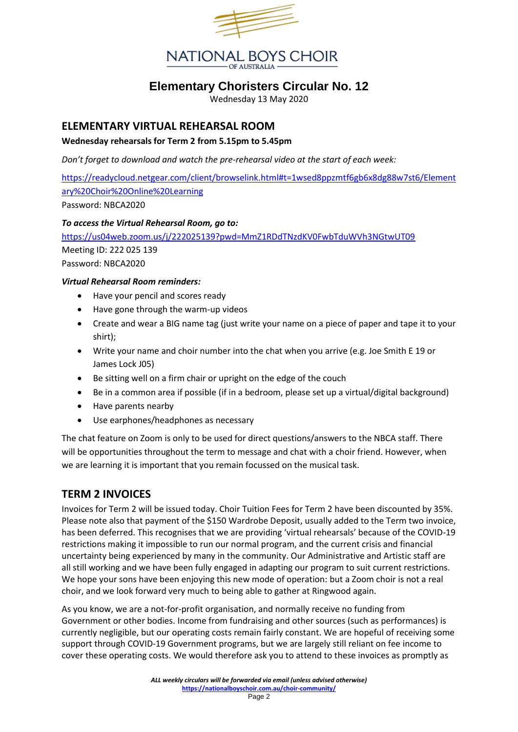# Elementary Choristers Circular No. 12

Wednesday 13 May 2020

## ELEMENTARY VIRTUAL REHEARSAL ROOM

**Wednesday rehearsals for Term 2 from 5.15pm to 5.45pm**

*Don't forget to download and watch the pre-rehearsal video at the start of each week:*

https://readycloud.netgear.com/client/browselink.html#t=1wsed8ppzmtf6gb6x8dg88w7st6/Elementary%20Choir%20Online%20Learning

Password: NBCA2020

***To access the Virtual Rehearsal Room, go to:***

https://us04web.zoom.us/j/222025139?pwd=MmZ1RDdTNzdKV0FwbTduWVh3NGtwUT09

Meeting ID: 222 025 139

Password: NBCA2020

***Virtual Rehearsal Room reminders:***

- Have your pencil and scores ready
- Have gone through the warm-up videos
- Create and wear a BIG name tag (just write your name on a piece of paper and tape it to your shirt);
- Write your name and choir number into the chat when you arrive (e.g. Joe Smith E 19 or James Lock J05)
- Be sitting well on a firm chair or upright on the edge of the couch
- Be in a common area if possible (if in a bedroom, please set up a virtual/digital background)
- Have parents nearby
- Use earphones/headphones as necessary

The chat feature on Zoom is only to be used for direct questions/answers to the NBCA staff. There will be opportunities throughout the term to message and chat with a choir friend. However, when we are learning it is important that you remain focussed on the musical task.

## TERM 2 INVOICES

Invoices for Term 2 will be issued today. Choir Tuition Fees for Term 2 have been discounted by 35%. Please note also that payment of the $150 Wardrobe Deposit, usually added to the Term two invoice, has been deferred. This recognises that we are providing 'virtual rehearsals' because of the COVID-19 restrictions making it impossible to run our normal program, and the current crisis and financial uncertainty being experienced by many in the community. Our Administrative and Artistic staff are all still working and we have been fully engaged in adapting our program to suit current restrictions. We hope your sons have been enjoying this new mode of operation: but a Zoom choir is not a real choir, and we look forward very much to being able to gather at Ringwood again.

As you know, we are a not-for-profit organisation, and normally receive no funding from Government or other bodies. Income from fundraising and other sources (such as performances) is currently negligible, but our operating costs remain fairly constant. We are hopeful of receiving some support through COVID-19 Government programs, but we are largely still reliant on fee income to cover these operating costs. We would therefore ask you to attend to these invoices as promptly as

*ALL weekly circulars will be forwarded via email (unless advised otherwise)*
https://nationalboyschoir.com.au/choir-community/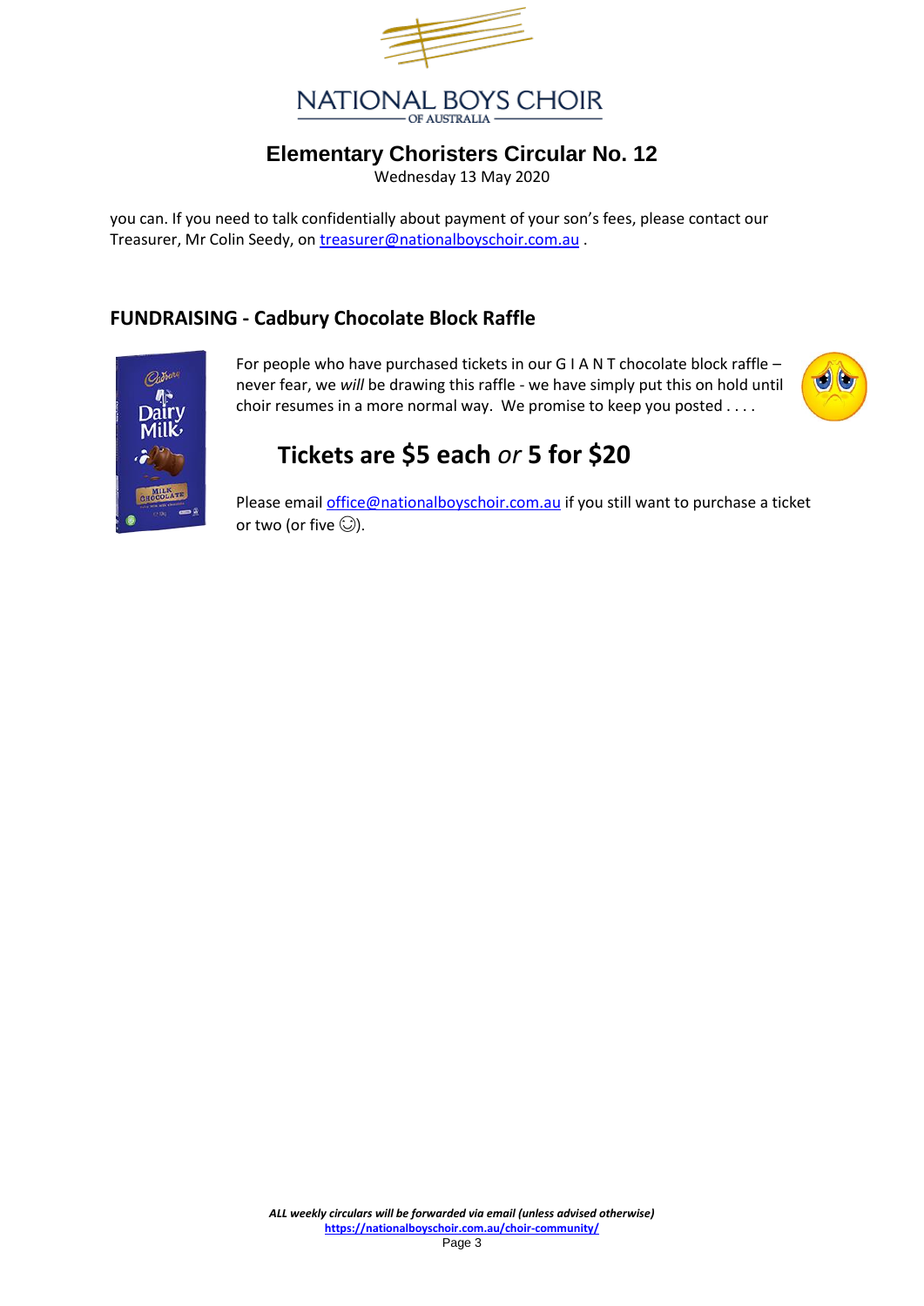you can. If you need to talk confidentially about payment of your son's fees, please contact our Treasurer, Mr Colin Seedy, on treasurer@nationalboyschoir.com.au .

## FUNDRAISING - Cadbury Chocolate Block Raffle

For people who have purchased tickets in our G I A N T chocolate block raffle – never fear, we *will* be drawing this raffle - we have simply put this on hold until choir resumes in a more normal way. We promise to keep you posted . . . .

**Tickets are $5 each *or* 5 for $20**

Please email office@nationalboyschoir.com.au if you still want to purchase a ticket or two (or five ☺).